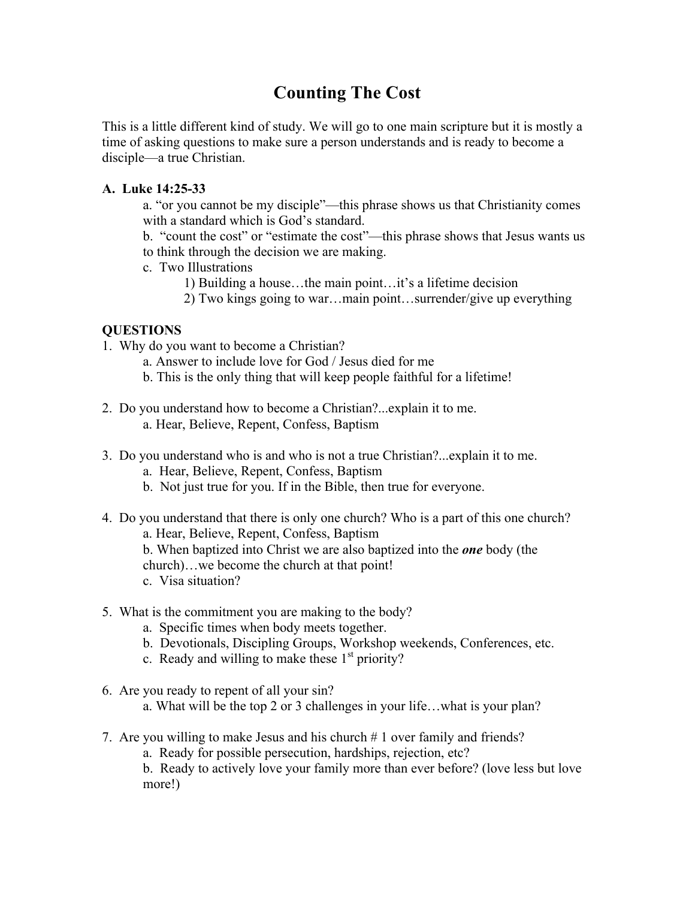# Counting The Cost

This is a little different kind of study. We will go to one main scripture but it is mostly a time of asking questions to make sure a person understands and is ready to become a disciple—a true Christian.

**A. Luke 14:25-33**

- a. "or you cannot be my disciple"—this phrase shows us that Christianity comes with a standard which is God's standard.
- b. "count the cost" or "estimate the cost"—this phrase shows that Jesus wants us to think through the decision we are making.
- c. Two Illustrations
  - 1) Building a house…the main point…it's a lifetime decision
  - 2) Two kings going to war…main point…surrender/give up everything

**QUESTIONS**

1. Why do you want to become a Christian?
   - a. Answer to include love for God / Jesus died for me
   - b. This is the only thing that will keep people faithful for a lifetime!

2. Do you understand how to become a Christian?...explain it to me.
   - a. Hear, Believe, Repent, Confess, Baptism

3. Do you understand who is and who is not a true Christian?...explain it to me.
   - a. Hear, Believe, Repent, Confess, Baptism
   - b. Not just true for you. If in the Bible, then true for everyone.

4. Do you understand that there is only one church? Who is a part of this one church?
   - a. Hear, Believe, Repent, Confess, Baptism
   - b. When baptized into Christ we are also baptized into the ***one*** body (the church)…we become the church at that point!
   - c. Visa situation?

5. What is the commitment you are making to the body?
   - a. Specific times when body meets together.
   - b. Devotionals, Discipling Groups, Workshop weekends, Conferences, etc.
   - c. Ready and willing to make these 1st priority?

6. Are you ready to repent of all your sin?
   - a. What will be the top 2 or 3 challenges in your life…what is your plan?

7. Are you willing to make Jesus and his church # 1 over family and friends?
   - a. Ready for possible persecution, hardships, rejection, etc?
   - b. Ready to actively love your family more than ever before? (love less but love more!)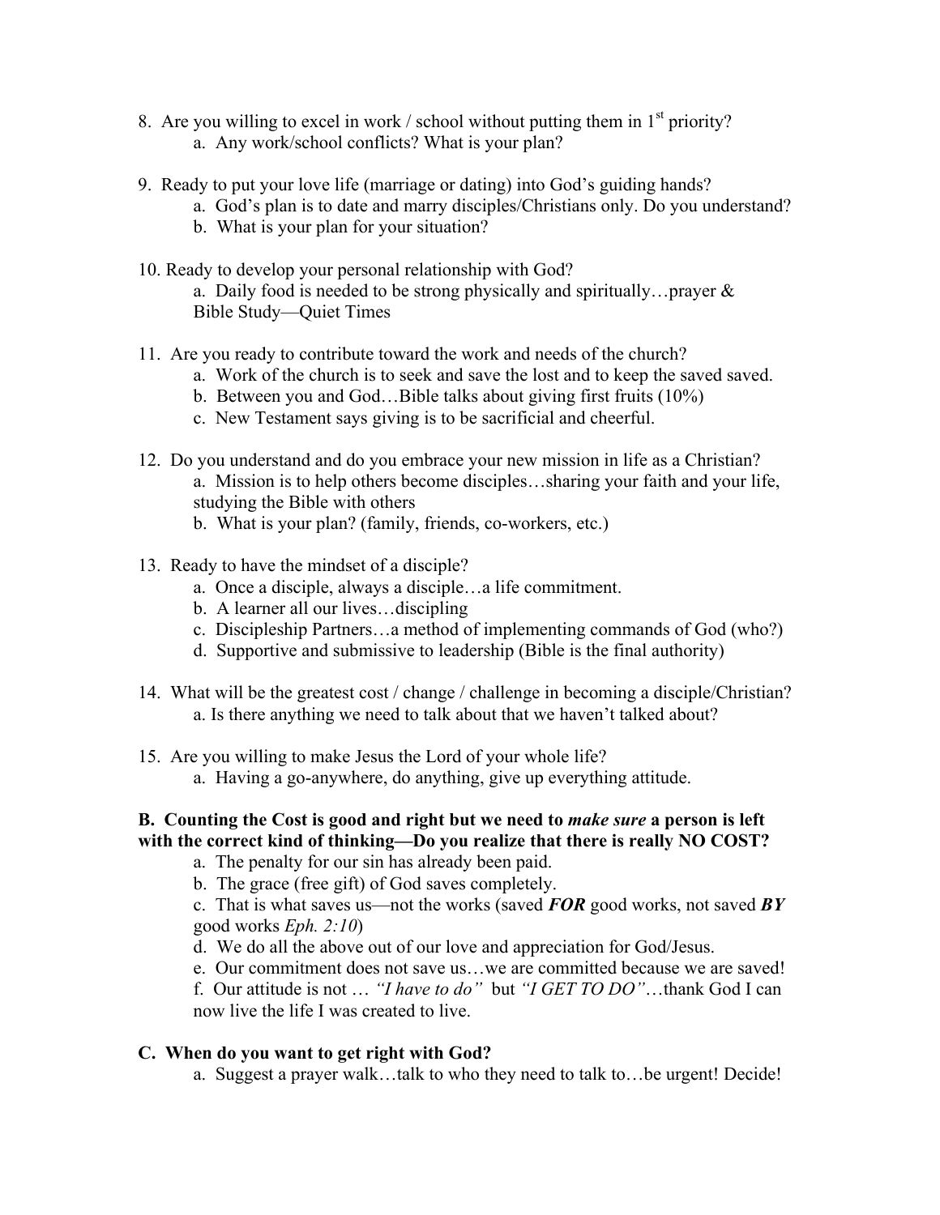8. Are you willing to excel in work / school without putting them in 1st priority?
    a. Any work/school conflicts? What is your plan?

9. Ready to put your love life (marriage or dating) into God's guiding hands?
    a. God's plan is to date and marry disciples/Christians only. Do you understand?
    b. What is your plan for your situation?

10. Ready to develop your personal relationship with God?
    a. Daily food is needed to be strong physically and spiritually…prayer & Bible Study—Quiet Times

11. Are you ready to contribute toward the work and needs of the church?
    a. Work of the church is to seek and save the lost and to keep the saved saved.
    b. Between you and God…Bible talks about giving first fruits (10%)
    c. New Testament says giving is to be sacrificial and cheerful.

12. Do you understand and do you embrace your new mission in life as a Christian?
    a. Mission is to help others become disciples…sharing your faith and your life, studying the Bible with others
    b. What is your plan? (family, friends, co-workers, etc.)

13. Ready to have the mindset of a disciple?
    a. Once a disciple, always a disciple…a life commitment.
    b. A learner all our lives…discipling
    c. Discipleship Partners…a method of implementing commands of God (who?)
    d. Supportive and submissive to leadership (Bible is the final authority)

14. What will be the greatest cost / change / challenge in becoming a disciple/Christian?
    a. Is there anything we need to talk about that we haven't talked about?

15. Are you willing to make Jesus the Lord of your whole life?
    a. Having a go-anywhere, do anything, give up everything attitude.

**B. Counting the Cost is good and right but we need to *make sure* a person is left with the correct kind of thinking—Do you realize that there is really NO COST?**

a. The penalty for our sin has already been paid.
b. The grace (free gift) of God saves completely.
c. That is what saves us—not the works (saved ***FOR*** good works, not saved ***BY*** good works *Eph. 2:10*)
d. We do all the above out of our love and appreciation for God/Jesus.
e. Our commitment does not save us…we are committed because we are saved!
f. Our attitude is not … *"I have to do"* but *"I GET TO DO"*…thank God I can now live the life I was created to live.

**C. When do you want to get right with God?**

a. Suggest a prayer walk…talk to who they need to talk to…be urgent! Decide!